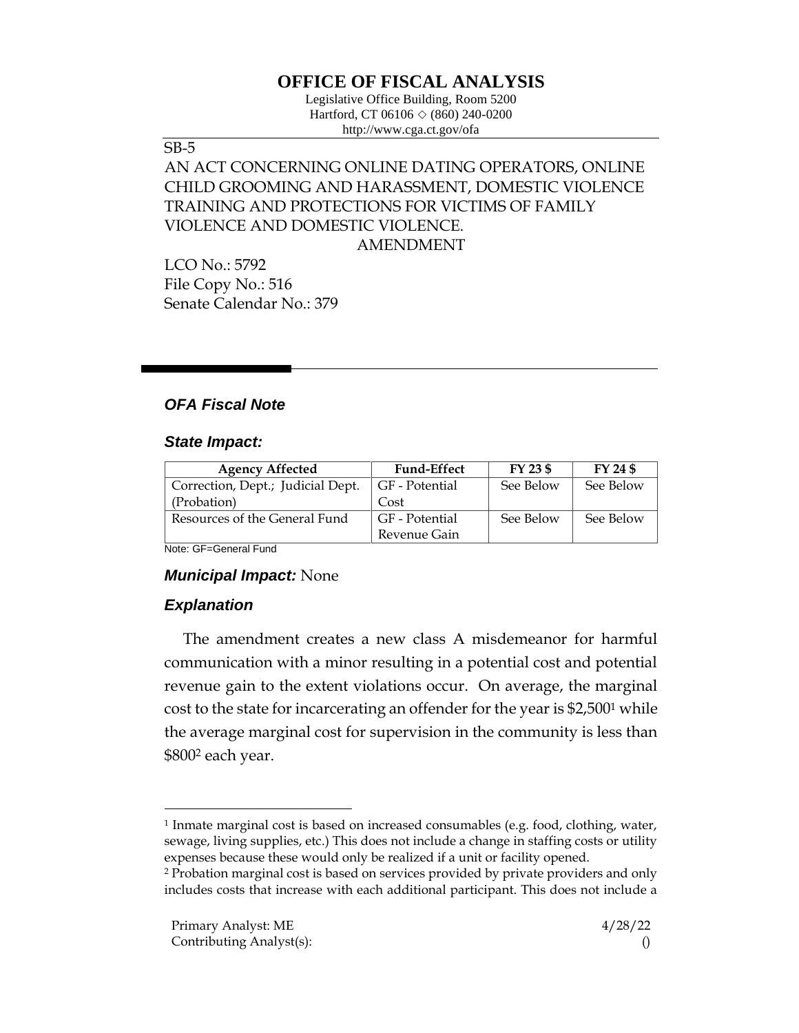# OFFICE OF FISCAL ANALYSIS

Legislative Office Building, Room 5200
Hartford, CT 06106 ◇ (860) 240-0200
http://www.cga.ct.gov/ofa

SB-5

AN ACT CONCERNING ONLINE DATING OPERATORS, ONLINE CHILD GROOMING AND HARASSMENT, DOMESTIC VIOLENCE TRAINING AND PROTECTIONS FOR VICTIMS OF FAMILY VIOLENCE AND DOMESTIC VIOLENCE.

AMENDMENT

LCO No.: 5792
File Copy No.: 516
Senate Calendar No.: 379

## *OFA Fiscal Note*

### *State Impact:*

| Agency Affected | Fund-Effect | FY 23 $ | FY 24 $ |
|---|---|---|---|
| Correction, Dept.; Judicial Dept. (Probation) | GF - Potential Cost | See Below | See Below |
| Resources of the General Fund | GF - Potential Revenue Gain | See Below | See Below |

Note: GF=General Fund

### *Municipal Impact:* None

### *Explanation*

The amendment creates a new class A misdemeanor for harmful communication with a minor resulting in a potential cost and potential revenue gain to the extent violations occur. On average, the marginal cost to the state for incarcerating an offender for the year is $2,500[1] while the average marginal cost for supervision in the community is less than $800[2] each year.

[1] Inmate marginal cost is based on increased consumables (e.g. food, clothing, water, sewage, living supplies, etc.) This does not include a change in staffing costs or utility expenses because these would only be realized if a unit or facility opened.

[2] Probation marginal cost is based on services provided by private providers and only includes costs that increase with each additional participant. This does not include a

Primary Analyst: ME 4/28/22
Contributing Analyst(s): ()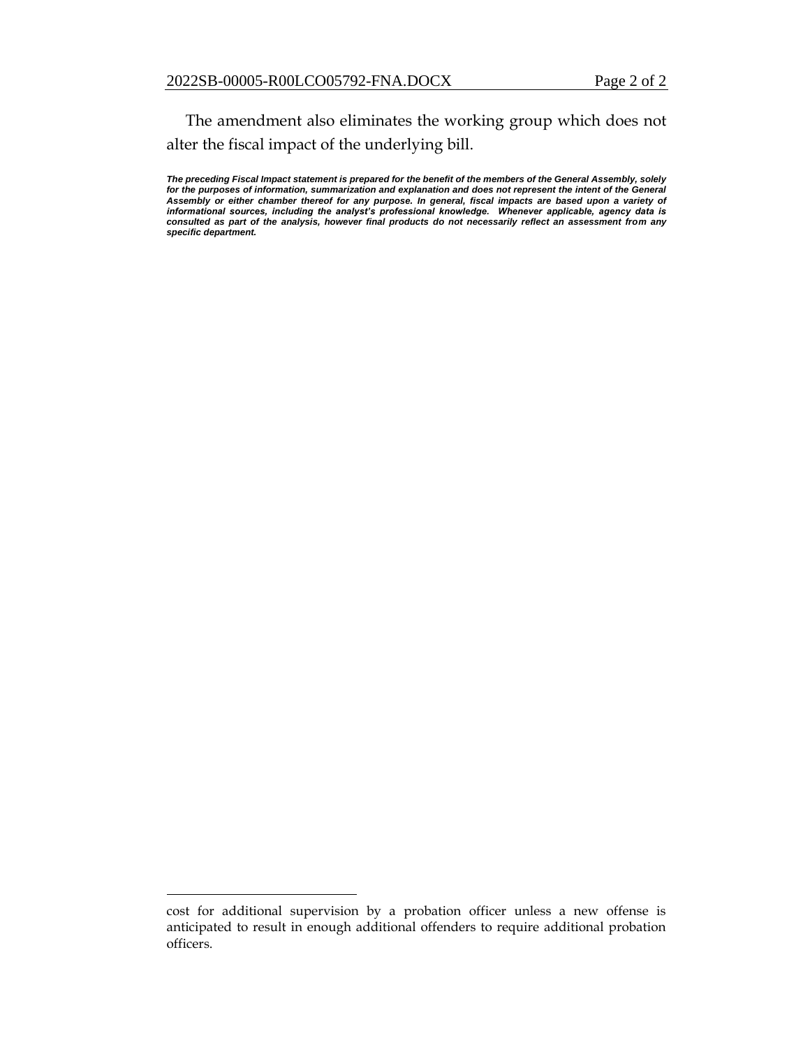The amendment also eliminates the working group which does not alter the fiscal impact of the underlying bill.

***The preceding Fiscal Impact statement is prepared for the benefit of the members of the General Assembly, solely for the purposes of information, summarization and explanation and does not represent the intent of the General Assembly or either chamber thereof for any purpose. In general, fiscal impacts are based upon a variety of informational sources, including the analyst's professional knowledge. Whenever applicable, agency data is consulted as part of the analysis, however final products do not necessarily reflect an assessment from any specific department.***

---

cost for additional supervision by a probation officer unless a new offense is anticipated to result in enough additional offenders to require additional probation officers.